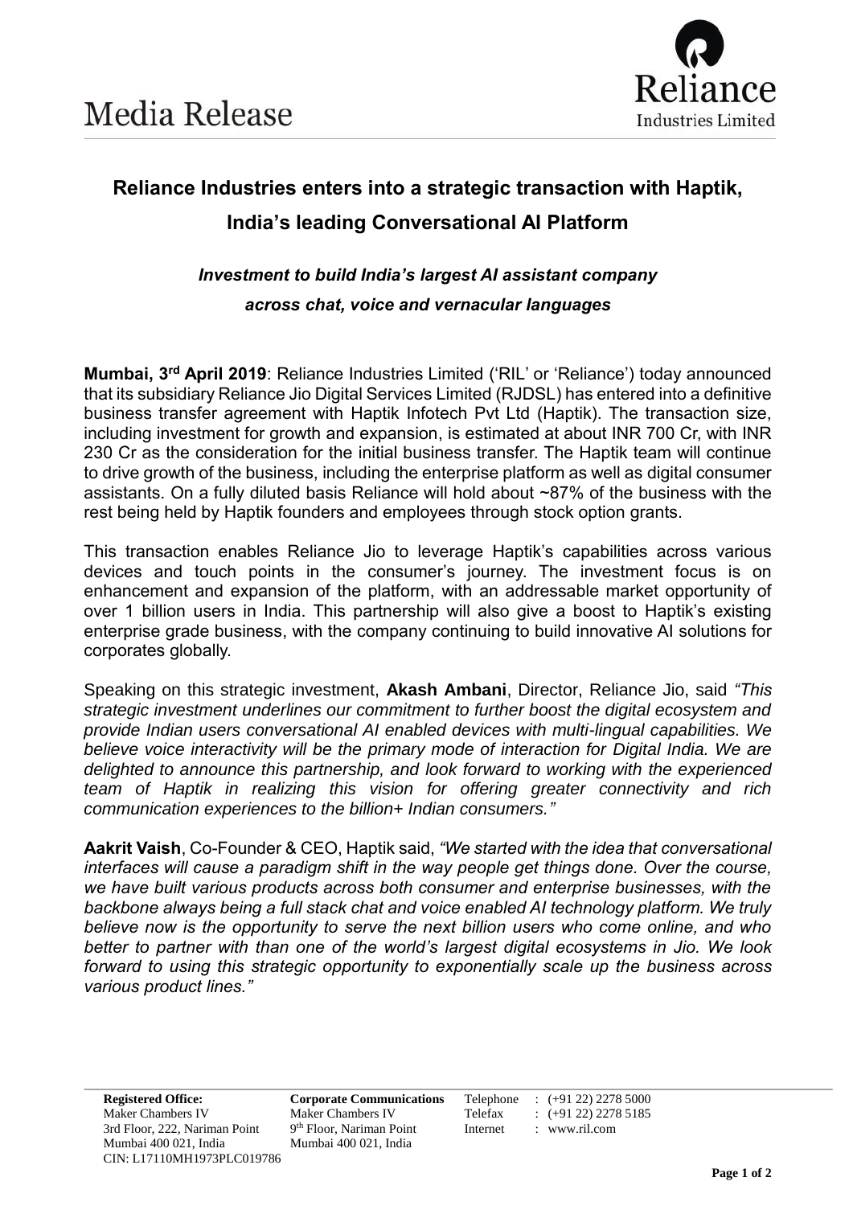# Media Release

## Reliance Industries enters into a strategic transaction with Haptik, India's leading Conversational AI Platform

### *Investment to build India's largest AI assistant company across chat, voice and vernacular languages*

**Mumbai, 3rd April 2019**: Reliance Industries Limited ('RIL' or 'Reliance') today announced that its subsidiary Reliance Jio Digital Services Limited (RJDSL) has entered into a definitive business transfer agreement with Haptik Infotech Pvt Ltd (Haptik). The transaction size, including investment for growth and expansion, is estimated at about INR 700 Cr, with INR 230 Cr as the consideration for the initial business transfer. The Haptik team will continue to drive growth of the business, including the enterprise platform as well as digital consumer assistants. On a fully diluted basis Reliance will hold about ~87% of the business with the rest being held by Haptik founders and employees through stock option grants.

This transaction enables Reliance Jio to leverage Haptik's capabilities across various devices and touch points in the consumer's journey. The investment focus is on enhancement and expansion of the platform, with an addressable market opportunity of over 1 billion users in India. This partnership will also give a boost to Haptik's existing enterprise grade business, with the company continuing to build innovative AI solutions for corporates globally.

Speaking on this strategic investment, **Akash Ambani**, Director, Reliance Jio, said *"This strategic investment underlines our commitment to further boost the digital ecosystem and provide Indian users conversational AI enabled devices with multi-lingual capabilities. We believe voice interactivity will be the primary mode of interaction for Digital India. We are delighted to announce this partnership, and look forward to working with the experienced team of Haptik in realizing this vision for offering greater connectivity and rich communication experiences to the billion+ Indian consumers."*

**Aakrit Vaish**, Co-Founder & CEO, Haptik said, *"We started with the idea that conversational interfaces will cause a paradigm shift in the way people get things done. Over the course, we have built various products across both consumer and enterprise businesses, with the backbone always being a full stack chat and voice enabled AI technology platform. We truly believe now is the opportunity to serve the next billion users who come online, and who better to partner with than one of the world's largest digital ecosystems in Jio. We look forward to using this strategic opportunity to exponentially scale up the business across various product lines."*

**Registered Office:**
Maker Chambers IV
3rd Floor, 222, Nariman Point
Mumbai 400 021, India
CIN: L17110MH1973PLC019786

**Corporate Communications**
Maker Chambers IV
9th Floor, Nariman Point
Mumbai 400 021, India

Telephone : (+91 22) 2278 5000
Telefax : (+91 22) 2278 5185
Internet : www.ril.com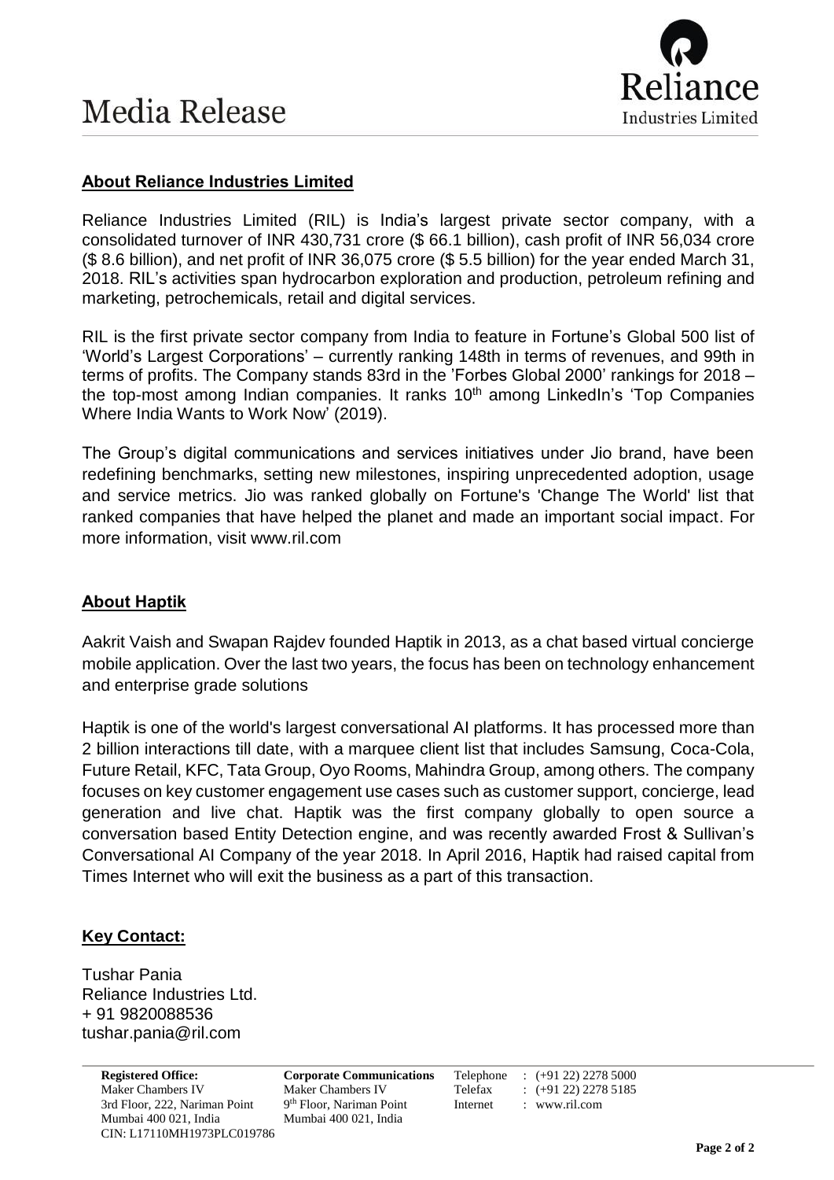## About Reliance Industries Limited

Reliance Industries Limited (RIL) is India's largest private sector company, with a consolidated turnover of INR 430,731 crore ($ 66.1 billion), cash profit of INR 56,034 crore ($ 8.6 billion), and net profit of INR 36,075 crore ($ 5.5 billion) for the year ended March 31, 2018. RIL's activities span hydrocarbon exploration and production, petroleum refining and marketing, petrochemicals, retail and digital services.

RIL is the first private sector company from India to feature in Fortune's Global 500 list of 'World's Largest Corporations' – currently ranking 148th in terms of revenues, and 99th in terms of profits. The Company stands 83rd in the 'Forbes Global 2000' rankings for 2018 – the top-most among Indian companies. It ranks 10th among LinkedIn's 'Top Companies Where India Wants to Work Now' (2019).

The Group's digital communications and services initiatives under Jio brand, have been redefining benchmarks, setting new milestones, inspiring unprecedented adoption, usage and service metrics. Jio was ranked globally on Fortune's 'Change The World' list that ranked companies that have helped the planet and made an important social impact. For more information, visit www.ril.com

## About Haptik

Aakrit Vaish and Swapan Rajdev founded Haptik in 2013, as a chat based virtual concierge mobile application. Over the last two years, the focus has been on technology enhancement and enterprise grade solutions

Haptik is one of the world's largest conversational AI platforms. It has processed more than 2 billion interactions till date, with a marquee client list that includes Samsung, Coca-Cola, Future Retail, KFC, Tata Group, Oyo Rooms, Mahindra Group, among others. The company focuses on key customer engagement use cases such as customer support, concierge, lead generation and live chat. Haptik was the first company globally to open source a conversation based Entity Detection engine, and was recently awarded Frost & Sullivan's Conversational AI Company of the year 2018. In April 2016, Haptik had raised capital from Times Internet who will exit the business as a part of this transaction.

## Key Contact:

Tushar Pania
Reliance Industries Ltd.
+ 91 9820088536
tushar.pania@ril.com

**Registered Office:**
Maker Chambers IV
3rd Floor, 222, Nariman Point
Mumbai 400 021, India
CIN: L17110MH1973PLC019786

**Corporate Communications**
Maker Chambers IV
9th Floor, Nariman Point
Mumbai 400 021, India

Telephone : (+91 22) 2278 5000
Telefax : (+91 22) 2278 5185
Internet : www.ril.com